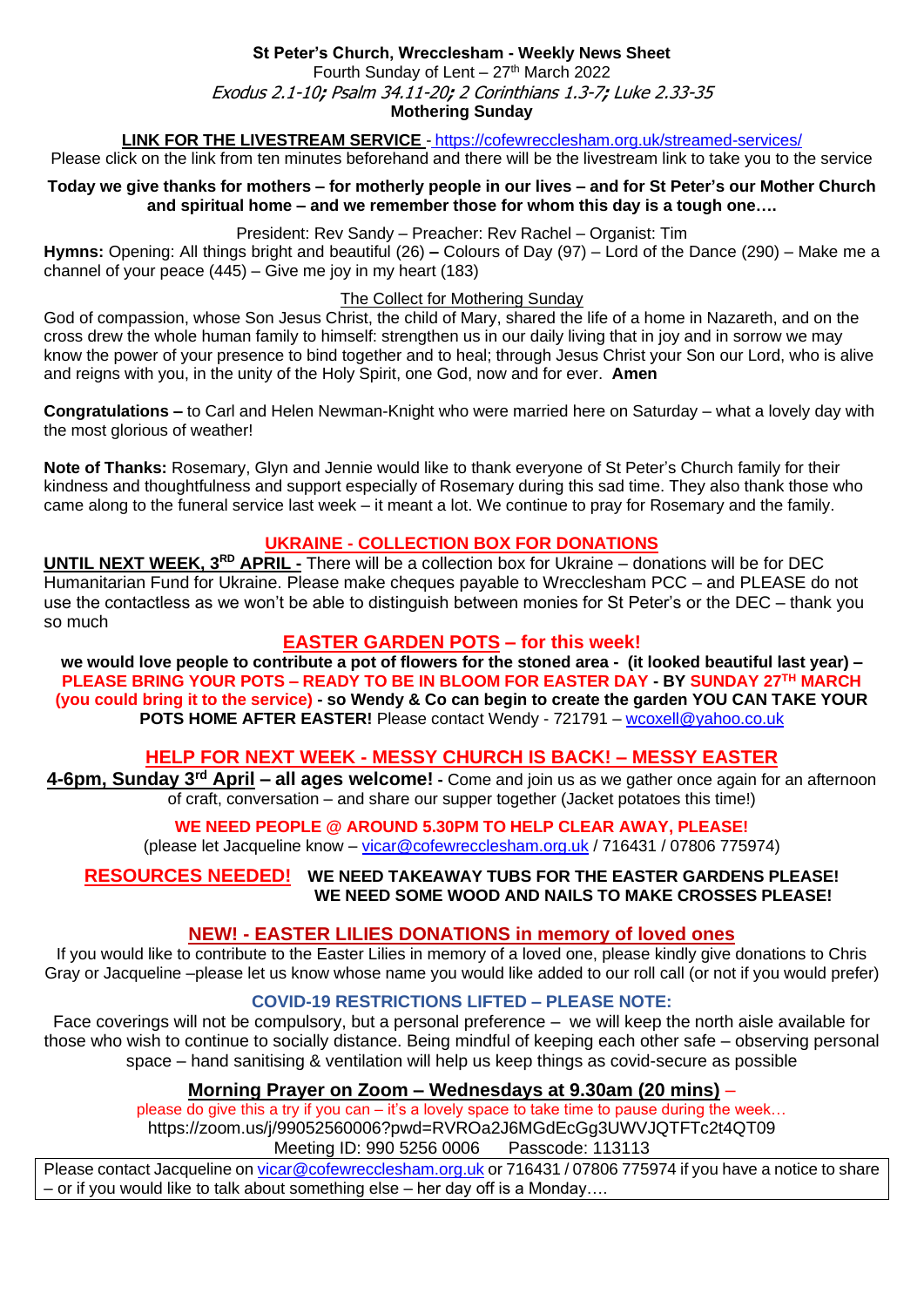**St Peter's Church, Wrecclesham - Weekly News Sheet**

Fourth Sunday of Lent – 27th March 2022

*Exodus 2.1-10; Psalm 34.11-20; 2 Corinthians 1.3-7; Luke 2.33-35*

**Mothering Sunday**

**LINK FOR THE LIVESTREAM SERVICE** - https://cofewrecclesham.org.uk/streamed-services/

Please click on the link from ten minutes beforehand and there will be the livestream link to take you to the service

**Today we give thanks for mothers – for motherly people in our lives – and for St Peter's our Mother Church and spiritual home – and we remember those for whom this day is a tough one….**

President: Rev Sandy – Preacher: Rev Rachel – Organist: Tim

**Hymns:** Opening: All things bright and beautiful (26) **–** Colours of Day (97) – Lord of the Dance (290) – Make me a channel of your peace (445) – Give me joy in my heart (183)

The Collect for Mothering Sunday

God of compassion, whose Son Jesus Christ, the child of Mary, shared the life of a home in Nazareth, and on the cross drew the whole human family to himself: strengthen us in our daily living that in joy and in sorrow we may know the power of your presence to bind together and to heal; through Jesus Christ your Son our Lord, who is alive and reigns with you, in the unity of the Holy Spirit, one God, now and for ever. **Amen**

**Congratulations –** to Carl and Helen Newman-Knight who were married here on Saturday – what a lovely day with the most glorious of weather!

**Note of Thanks:** Rosemary, Glyn and Jennie would like to thank everyone of St Peter's Church family for their kindness and thoughtfulness and support especially of Rosemary during this sad time. They also thank those who came along to the funeral service last week – it meant a lot. We continue to pray for Rosemary and the family.

**UKRAINE - COLLECTION BOX FOR DONATIONS**

**UNTIL NEXT WEEK, 3RD APRIL -** There will be a collection box for Ukraine – donations will be for DEC Humanitarian Fund for Ukraine. Please make cheques payable to Wrecclesham PCC – and PLEASE do not use the contactless as we won't be able to distinguish between monies for St Peter's or the DEC – thank you so much

**EASTER GARDEN POTS – for this week!**

**we would love people to contribute a pot of flowers for the stoned area - (it looked beautiful last year) – PLEASE BRING YOUR POTS – READY TO BE IN BLOOM FOR EASTER DAY - BY SUNDAY 27TH MARCH (you could bring it to the service) - so Wendy & Co can begin to create the garden YOU CAN TAKE YOUR POTS HOME AFTER EASTER!** Please contact Wendy - 721791 – wcoxell@yahoo.co.uk

**HELP FOR NEXT WEEK - MESSY CHURCH IS BACK! – MESSY EASTER**

**4-6pm, Sunday 3rd April – all ages welcome! -** Come and join us as we gather once again for an afternoon of craft, conversation – and share our supper together (Jacket potatoes this time!)

**WE NEED PEOPLE @ AROUND 5.30PM TO HELP CLEAR AWAY, PLEASE!**

(please let Jacqueline know – vicar@cofewrecclesham.org.uk / 716431 / 07806 775974)

**RESOURCES NEEDED!** **WE NEED TAKEAWAY TUBS FOR THE EASTER GARDENS PLEASE!**
**WE NEED SOME WOOD AND NAILS TO MAKE CROSSES PLEASE!**

**NEW! - EASTER LILIES DONATIONS in memory of loved ones**

If you would like to contribute to the Easter Lilies in memory of a loved one, please kindly give donations to Chris Gray or Jacqueline –please let us know whose name you would like added to our roll call (or not if you would prefer)

**COVID-19 RESTRICTIONS LIFTED – PLEASE NOTE:**

Face coverings will not be compulsory, but a personal preference – we will keep the north aisle available for those who wish to continue to socially distance. Being mindful of keeping each other safe – observing personal space – hand sanitising & ventilation will help us keep things as covid-secure as possible

**Morning Prayer on Zoom – Wednesdays at 9.30am (20 mins)** –

please do give this a try if you can – it's a lovely space to take time to pause during the week…

https://zoom.us/j/99052560006?pwd=RVROa2J6MGdEcGg3UWVJQTFTc2t4QT09

Meeting ID: 990 5256 0006 Passcode: 113113

Please contact Jacqueline on vicar@cofewrecclesham.org.uk or 716431 / 07806 775974 if you have a notice to share – or if you would like to talk about something else – her day off is a Monday….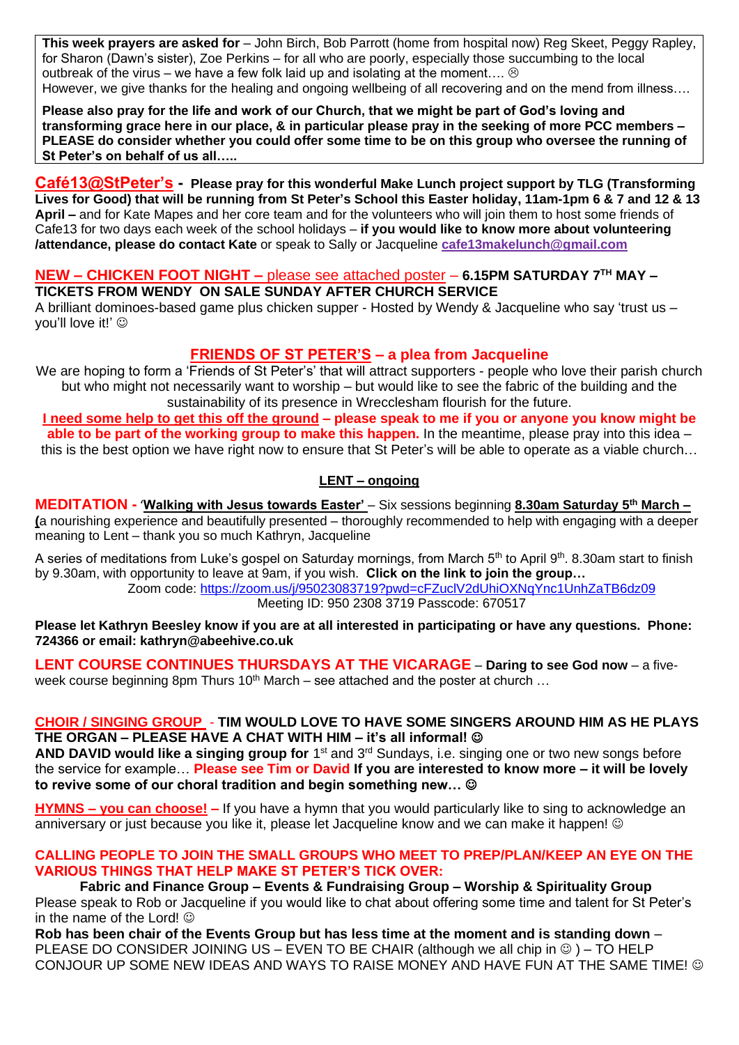**This week prayers are asked for** – John Birch, Bob Parrott (home from hospital now) Reg Skeet, Peggy Rapley, for Sharon (Dawn's sister), Zoe Perkins – for all who are poorly, especially those succumbing to the local outbreak of the virus – we have a few folk laid up and isolating at the moment…. ☹
However, we give thanks for the healing and ongoing wellbeing of all recovering and on the mend from illness….

**Please also pray for the life and work of our Church, that we might be part of God's loving and transforming grace here in our place, & in particular please pray in the seeking of more PCC members – PLEASE do consider whether you could offer some time to be on this group who oversee the running of St Peter's on behalf of us all…..**

**Café13@StPeter's - Please pray for this wonderful Make Lunch project support by TLG (Transforming Lives for Good) that will be running from St Peter's School this Easter holiday, 11am-1pm 6 & 7 and 12 & 13 April –** and for Kate Mapes and her core team and for the volunteers who will join them to host some friends of Cafe13 for two days each week of the school holidays – **if you would like to know more about volunteering /attendance, please do contact Kate** or speak to Sally or Jacqueline **cafe13makelunch@gmail.com**

**NEW – CHICKEN FOOT NIGHT –** please see attached poster – **6.15PM SATURDAY 7TH MAY – TICKETS FROM WENDY ON SALE SUNDAY AFTER CHURCH SERVICE**
A brilliant dominoes-based game plus chicken supper - Hosted by Wendy & Jacqueline who say 'trust us – you'll love it!' ☺

## FRIENDS OF ST PETER'S – a plea from Jacqueline

We are hoping to form a 'Friends of St Peter's' that will attract supporters - people who love their parish church but who might not necessarily want to worship – but would like to see the fabric of the building and the sustainability of its presence in Wrecclesham flourish for the future.

**I need some help to get this off the ground – please speak to me if you or anyone you know might be able to be part of the working group to make this happen.** In the meantime, please pray into this idea – this is the best option we have right now to ensure that St Peter's will be able to operate as a viable church…

### LENT – ongoing

**MEDITATION -** '**Walking with Jesus towards Easter'** – Six sessions beginning **8.30am Saturday 5th March – (**a nourishing experience and beautifully presented – thoroughly recommended to help with engaging with a deeper meaning to Lent – thank you so much Kathryn, Jacqueline

A series of meditations from Luke's gospel on Saturday mornings, from March 5th to April 9th. 8.30am start to finish by 9.30am, with opportunity to leave at 9am, if you wish. **Click on the link to join the group…**
Zoom code: https://zoom.us/j/95023083719?pwd=cFZuclV2dUhiOXNqYnc1UnhZaTB6dz09
Meeting ID: 950 2308 3719 Passcode: 670517

**Please let Kathryn Beesley know if you are at all interested in participating or have any questions. Phone: 724366 or email: kathryn@abeehive.co.uk**

**LENT COURSE CONTINUES THURSDAYS AT THE VICARAGE** – **Daring to see God now** – a five-week course beginning 8pm Thurs 10th March – see attached and the poster at church …

**CHOIR / SINGING GROUP - TIM WOULD LOVE TO HAVE SOME SINGERS AROUND HIM AS HE PLAYS THE ORGAN – PLEASE HAVE A CHAT WITH HIM – it's all informal! ☺**
**AND DAVID would like a singing group for** 1st and 3rd Sundays, i.e. singing one or two new songs before the service for example… **Please see Tim or David If you are interested to know more – it will be lovely to revive some of our choral tradition and begin something new… ☺**

**HYMNS – you can choose! –** If you have a hymn that you would particularly like to sing to acknowledge an anniversary or just because you like it, please let Jacqueline know and we can make it happen! ☺

**CALLING PEOPLE TO JOIN THE SMALL GROUPS WHO MEET TO PREP/PLAN/KEEP AN EYE ON THE VARIOUS THINGS THAT HELP MAKE ST PETER'S TICK OVER:**
**Fabric and Finance Group – Events & Fundraising Group – Worship & Spirituality Group**
Please speak to Rob or Jacqueline if you would like to chat about offering some time and talent for St Peter's in the name of the Lord! ☺
**Rob has been chair of the Events Group but has less time at the moment and is standing down** – PLEASE DO CONSIDER JOINING US – EVEN TO BE CHAIR (although we all chip in ☺ ) – TO HELP CONJOUR UP SOME NEW IDEAS AND WAYS TO RAISE MONEY AND HAVE FUN AT THE SAME TIME! ☺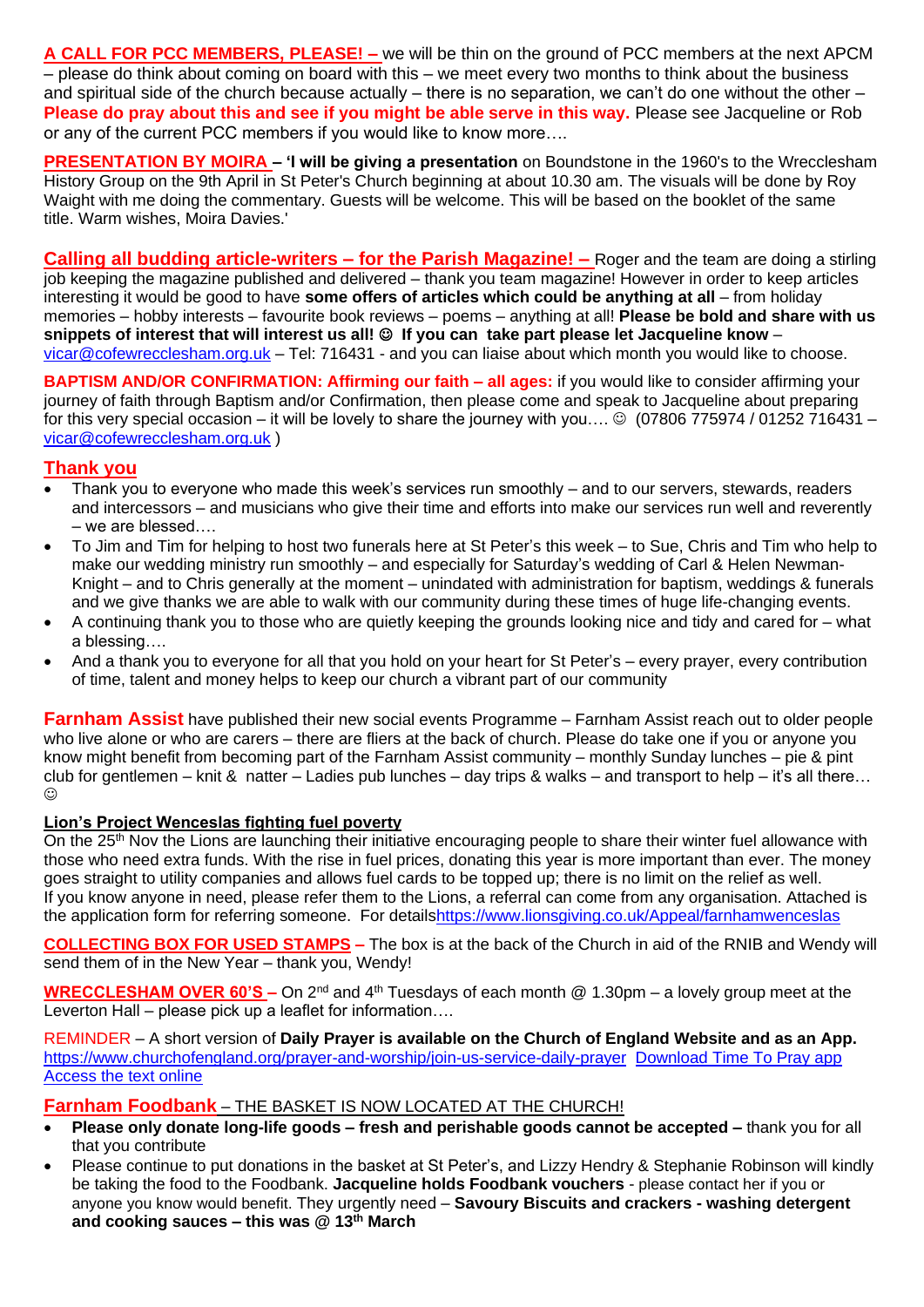**A CALL FOR PCC MEMBERS, PLEASE! –** we will be thin on the ground of PCC members at the next APCM – please do think about coming on board with this – we meet every two months to think about the business and spiritual side of the church because actually – there is no separation, we can't do one without the other – **Please do pray about this and see if you might be able serve in this way.** Please see Jacqueline or Rob or any of the current PCC members if you would like to know more….

**PRESENTATION BY MOIRA – 'I will be giving a presentation** on Boundstone in the 1960's to the Wrecclesham History Group on the 9th April in St Peter's Church beginning at about 10.30 am. The visuals will be done by Roy Waight with me doing the commentary. Guests will be welcome. This will be based on the booklet of the same title. Warm wishes, Moira Davies.'

**Calling all budding article-writers – for the Parish Magazine! –** Roger and the team are doing a stirling job keeping the magazine published and delivered – thank you team magazine! However in order to keep articles interesting it would be good to have **some offers of articles which could be anything at all** – from holiday memories – hobby interests – favourite book reviews – poems – anything at all! **Please be bold and share with us snippets of interest that will interest us all! ☺ If you can take part please let Jacqueline know** – vicar@cofewrecclesham.org.uk – Tel: 716431 - and you can liaise about which month you would like to choose.

**BAPTISM AND/OR CONFIRMATION: Affirming our faith – all ages:** if you would like to consider affirming your journey of faith through Baptism and/or Confirmation, then please come and speak to Jacqueline about preparing for this very special occasion – it will be lovely to share the journey with you…. ☺ (07806 775974 / 01252 716431 – vicar@cofewrecclesham.org.uk )

## Thank you

- Thank you to everyone who made this week's services run smoothly – and to our servers, stewards, readers and intercessors – and musicians who give their time and efforts into make our services run well and reverently – we are blessed….
- To Jim and Tim for helping to host two funerals here at St Peter's this week – to Sue, Chris and Tim who help to make our wedding ministry run smoothly – and especially for Saturday's wedding of Carl & Helen Newman-Knight – and to Chris generally at the moment – unindated with administration for baptism, weddings & funerals and we give thanks we are able to walk with our community during these times of huge life-changing events.
- A continuing thank you to those who are quietly keeping the grounds looking nice and tidy and cared for – what a blessing….
- And a thank you to everyone for all that you hold on your heart for St Peter's – every prayer, every contribution of time, talent and money helps to keep our church a vibrant part of our community

**Farnham Assist** have published their new social events Programme – Farnham Assist reach out to older people who live alone or who are carers – there are fliers at the back of church. Please do take one if you or anyone you know might benefit from becoming part of the Farnham Assist community – monthly Sunday lunches – pie & pint club for gentlemen – knit & natter – Ladies pub lunches – day trips & walks – and transport to help – it's all there… ☺

**Lion's Project Wenceslas fighting fuel poverty**

On the 25th Nov the Lions are launching their initiative encouraging people to share their winter fuel allowance with those who need extra funds. With the rise in fuel prices, donating this year is more important than ever. The money goes straight to utility companies and allows fuel cards to be topped up; there is no limit on the relief as well.
If you know anyone in need, please refer them to the Lions, a referral can come from any organisation. Attached is the application form for referring someone. For detailshttps://www.lionsgiving.co.uk/Appeal/farnhamwenceslas

**COLLECTING BOX FOR USED STAMPS –** The box is at the back of the Church in aid of the RNIB and Wendy will send them of in the New Year – thank you, Wendy!

**WRECCLESHAM OVER 60'S –** On 2nd and 4th Tuesdays of each month @ 1.30pm – a lovely group meet at the Leverton Hall – please pick up a leaflet for information….

REMINDER – A short version of **Daily Prayer is available on the Church of England Website and as an App.** https://www.churchofengland.org/prayer-and-worship/join-us-service-daily-prayer Download Time To Pray app Access the text online

**Farnham Foodbank** – THE BASKET IS NOW LOCATED AT THE CHURCH!

- **Please only donate long-life goods – fresh and perishable goods cannot be accepted –** thank you for all that you contribute
- Please continue to put donations in the basket at St Peter's, and Lizzy Hendry & Stephanie Robinson will kindly be taking the food to the Foodbank. **Jacqueline holds Foodbank vouchers** - please contact her if you or anyone you know would benefit. They urgently need – **Savoury Biscuits and crackers - washing detergent and cooking sauces – this was @ 13th March**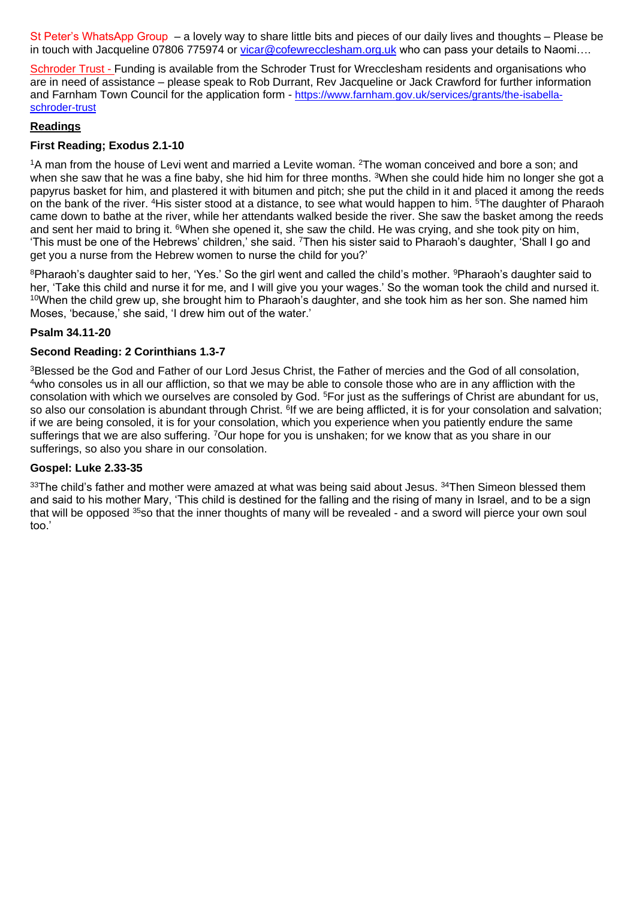St Peter's WhatsApp Group – a lovely way to share little bits and pieces of our daily lives and thoughts – Please be in touch with Jacqueline 07806 775974 or vicar@cofewrecclesham.org.uk who can pass your details to Naomi….

Schroder Trust - Funding is available from the Schroder Trust for Wrecclesham residents and organisations who are in need of assistance – please speak to Rob Durrant, Rev Jacqueline or Jack Crawford for further information and Farnham Town Council for the application form - https://www.farnham.gov.uk/services/grants/the-isabella-schroder-trust

## Readings

### First Reading; Exodus 2.1-10

[1]A man from the house of Levi went and married a Levite woman. [2]The woman conceived and bore a son; and when she saw that he was a fine baby, she hid him for three months. [3]When she could hide him no longer she got a papyrus basket for him, and plastered it with bitumen and pitch; she put the child in it and placed it among the reeds on the bank of the river. [4]His sister stood at a distance, to see what would happen to him. [5]The daughter of Pharaoh came down to bathe at the river, while her attendants walked beside the river. She saw the basket among the reeds and sent her maid to bring it. [6]When she opened it, she saw the child. He was crying, and she took pity on him, 'This must be one of the Hebrews' children,' she said. [7]Then his sister said to Pharaoh's daughter, 'Shall I go and get you a nurse from the Hebrew women to nurse the child for you?'

[8]Pharaoh's daughter said to her, 'Yes.' So the girl went and called the child's mother. [9]Pharaoh's daughter said to her, 'Take this child and nurse it for me, and I will give you your wages.' So the woman took the child and nursed it. [10]When the child grew up, she brought him to Pharaoh's daughter, and she took him as her son. She named him Moses, 'because,' she said, 'I drew him out of the water.'

### Psalm 34.11-20

### Second Reading: 2 Corinthians 1.3-7

[3]Blessed be the God and Father of our Lord Jesus Christ, the Father of mercies and the God of all consolation, [4]who consoles us in all our affliction, so that we may be able to console those who are in any affliction with the consolation with which we ourselves are consoled by God. [5]For just as the sufferings of Christ are abundant for us, so also our consolation is abundant through Christ. [6]If we are being afflicted, it is for your consolation and salvation; if we are being consoled, it is for your consolation, which you experience when you patiently endure the same sufferings that we are also suffering. [7]Our hope for you is unshaken; for we know that as you share in our sufferings, so also you share in our consolation.

### Gospel: Luke 2.33-35

[33]The child's father and mother were amazed at what was being said about Jesus. [34]Then Simeon blessed them and said to his mother Mary, 'This child is destined for the falling and the rising of many in Israel, and to be a sign that will be opposed [35]so that the inner thoughts of many will be revealed - and a sword will pierce your own soul too.'